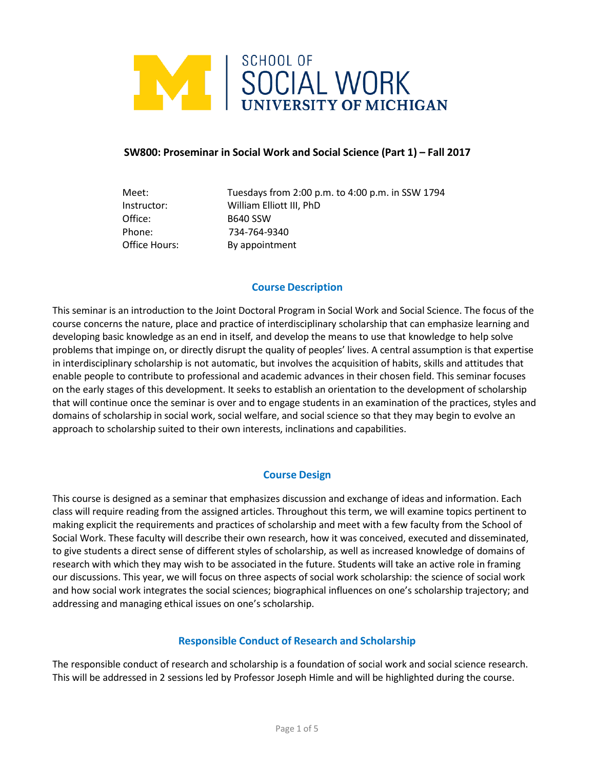SCHOOL OF SOCIAL WORK
UNIVERSITY OF MICHIGAN

# SW800: Proseminar in Social Work and Social Science (Part 1) – Fall 2017

| | |
|---|---|
| Meet: | Tuesdays from 2:00 p.m. to 4:00 p.m. in SSW 1794 |
| Instructor: | William Elliott III, PhD |
| Office: | B640 SSW |
| Phone: | 734-764-9340 |
| Office Hours: | By appointment |

## Course Description

This seminar is an introduction to the Joint Doctoral Program in Social Work and Social Science. The focus of the course concerns the nature, place and practice of interdisciplinary scholarship that can emphasize learning and developing basic knowledge as an end in itself, and develop the means to use that knowledge to help solve problems that impinge on, or directly disrupt the quality of peoples' lives. A central assumption is that expertise in interdisciplinary scholarship is not automatic, but involves the acquisition of habits, skills and attitudes that enable people to contribute to professional and academic advances in their chosen field. This seminar focuses on the early stages of this development. It seeks to establish an orientation to the development of scholarship that will continue once the seminar is over and to engage students in an examination of the practices, styles and domains of scholarship in social work, social welfare, and social science so that they may begin to evolve an approach to scholarship suited to their own interests, inclinations and capabilities.

## Course Design

This course is designed as a seminar that emphasizes discussion and exchange of ideas and information. Each class will require reading from the assigned articles. Throughout this term, we will examine topics pertinent to making explicit the requirements and practices of scholarship and meet with a few faculty from the School of Social Work. These faculty will describe their own research, how it was conceived, executed and disseminated, to give students a direct sense of different styles of scholarship, as well as increased knowledge of domains of research with which they may wish to be associated in the future. Students will take an active role in framing our discussions. This year, we will focus on three aspects of social work scholarship: the science of social work and how social work integrates the social sciences; biographical influences on one's scholarship trajectory; and addressing and managing ethical issues on one's scholarship.

## Responsible Conduct of Research and Scholarship

The responsible conduct of research and scholarship is a foundation of social work and social science research. This will be addressed in 2 sessions led by Professor Joseph Himle and will be highlighted during the course.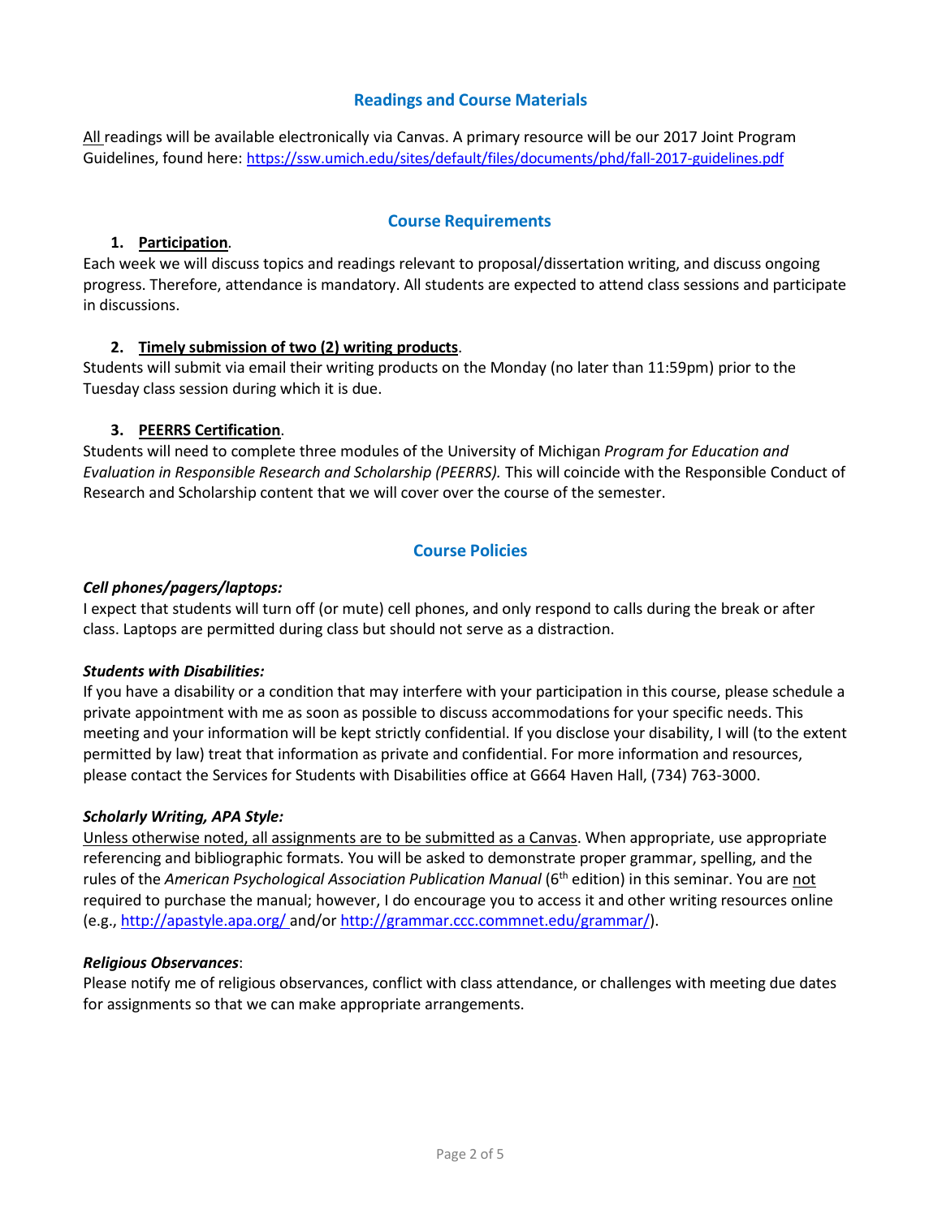## Readings and Course Materials

All readings will be available electronically via Canvas. A primary resource will be our 2017 Joint Program Guidelines, found here: https://ssw.umich.edu/sites/default/files/documents/phd/fall-2017-guidelines.pdf

## Course Requirements

1. **Participation**.

Each week we will discuss topics and readings relevant to proposal/dissertation writing, and discuss ongoing progress. Therefore, attendance is mandatory. All students are expected to attend class sessions and participate in discussions.

2. **Timely submission of two (2) writing products**.

Students will submit via email their writing products on the Monday (no later than 11:59pm) prior to the Tuesday class session during which it is due.

3. **PEERRS Certification**.

Students will need to complete three modules of the University of Michigan *Program for Education and Evaluation in Responsible Research and Scholarship (PEERRS).* This will coincide with the Responsible Conduct of Research and Scholarship content that we will cover over the course of the semester.

## Course Policies

***Cell phones/pagers/laptops:***

I expect that students will turn off (or mute) cell phones, and only respond to calls during the break or after class. Laptops are permitted during class but should not serve as a distraction.

***Students with Disabilities:***

If you have a disability or a condition that may interfere with your participation in this course, please schedule a private appointment with me as soon as possible to discuss accommodations for your specific needs. This meeting and your information will be kept strictly confidential. If you disclose your disability, I will (to the extent permitted by law) treat that information as private and confidential. For more information and resources, please contact the Services for Students with Disabilities office at G664 Haven Hall, (734) 763-3000.

***Scholarly Writing, APA Style:***

Unless otherwise noted, all assignments are to be submitted as a Canvas. When appropriate, use appropriate referencing and bibliographic formats. You will be asked to demonstrate proper grammar, spelling, and the rules of the *American Psychological Association Publication Manual* (6th edition) in this seminar. You are not required to purchase the manual; however, I do encourage you to access it and other writing resources online (e.g., http://apastyle.apa.org/ and/or http://grammar.ccc.commnet.edu/grammar/).

***Religious Observances***:

Please notify me of religious observances, conflict with class attendance, or challenges with meeting due dates for assignments so that we can make appropriate arrangements.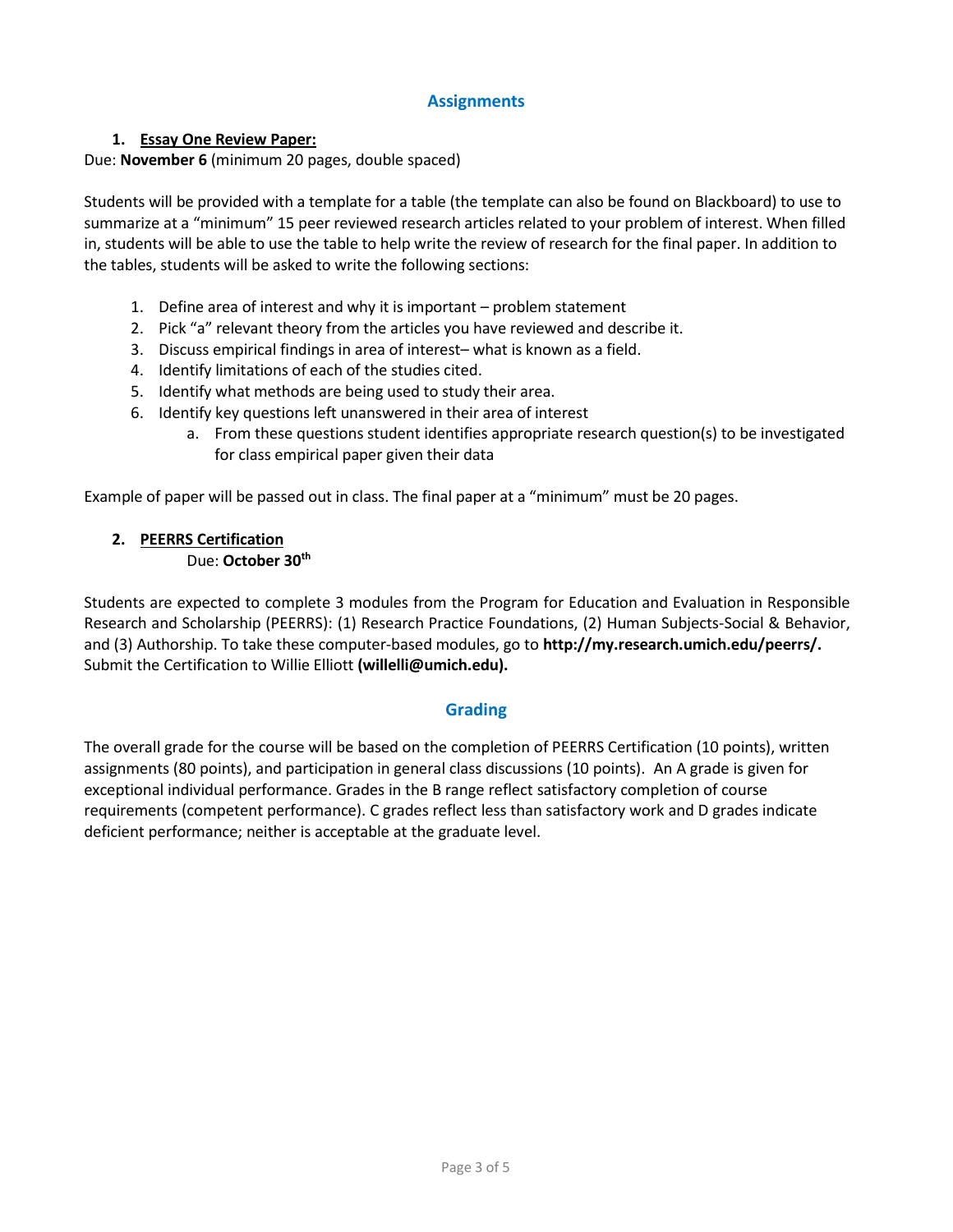## Assignments

1. **Essay One Review Paper:**

Due: **November 6** (minimum 20 pages, double spaced)

Students will be provided with a template for a table (the template can also be found on Blackboard) to use to summarize at a "minimum" 15 peer reviewed research articles related to your problem of interest. When filled in, students will be able to use the table to help write the review of research for the final paper. In addition to the tables, students will be asked to write the following sections:

1. Define area of interest and why it is important – problem statement
2. Pick "a" relevant theory from the articles you have reviewed and describe it.
3. Discuss empirical findings in area of interest– what is known as a field.
4. Identify limitations of each of the studies cited.
5. Identify what methods are being used to study their area.
6. Identify key questions left unanswered in their area of interest
   a. From these questions student identifies appropriate research question(s) to be investigated for class empirical paper given their data

Example of paper will be passed out in class. The final paper at a "minimum" must be 20 pages.

2. **PEERRS Certification**

   Due: **October 30th**

Students are expected to complete 3 modules from the Program for Education and Evaluation in Responsible Research and Scholarship (PEERRS): (1) Research Practice Foundations, (2) Human Subjects-Social & Behavior, and (3) Authorship. To take these computer-based modules, go to **http://my.research.umich.edu/peerrs/.** Submit the Certification to Willie Elliott **(willelli@umich.edu).**

## Grading

The overall grade for the course will be based on the completion of PEERRS Certification (10 points), written assignments (80 points), and participation in general class discussions (10 points). An A grade is given for exceptional individual performance. Grades in the B range reflect satisfactory completion of course requirements (competent performance). C grades reflect less than satisfactory work and D grades indicate deficient performance; neither is acceptable at the graduate level.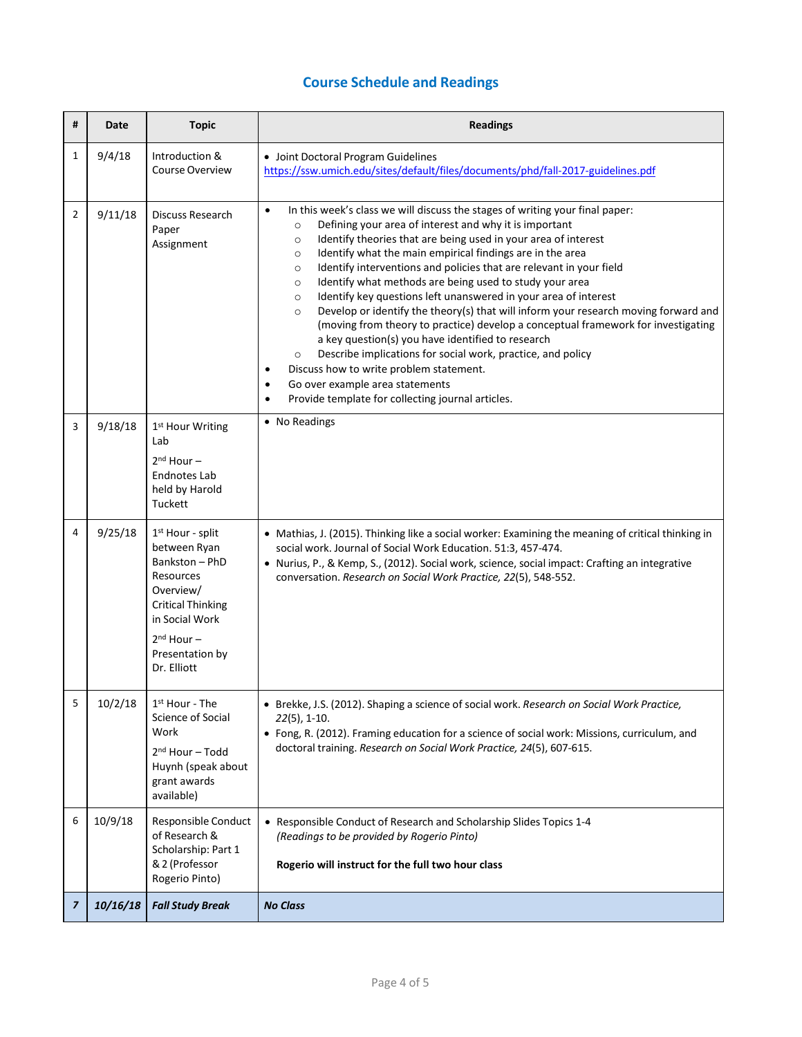## Course Schedule and Readings

| # | Date | Topic | Readings |
|---|---|---|---|
| 1 | 9/4/18 | Introduction & Course Overview | • Joint Doctoral Program Guidelines https://ssw.umich.edu/sites/default/files/documents/phd/fall-2017-guidelines.pdf |
| 2 | 9/11/18 | Discuss Research Paper Assignment | • In this week's class we will discuss the stages of writing your final paper:<br>○ Defining your area of interest and why it is important<br>○ Identify theories that are being used in your area of interest<br>○ Identify what the main empirical findings are in the area<br>○ Identify interventions and policies that are relevant in your field<br>○ Identify what methods are being used to study your area<br>○ Identify key questions left unanswered in your area of interest<br>○ Develop or identify the theory(s) that will inform your research moving forward and (moving from theory to practice) develop a conceptual framework for investigating a key question(s) you have identified to research<br>○ Describe implications for social work, practice, and policy<br>• Discuss how to write problem statement.<br>• Go over example area statements<br>• Provide template for collecting journal articles. |
| 3 | 9/18/18 | 1st Hour Writing Lab<br>2nd Hour – Endnotes Lab held by Harold Tuckett | • No Readings |
| 4 | 9/25/18 | 1st Hour - split between Ryan Bankston – PhD Resources Overview/ Critical Thinking in Social Work<br>2nd Hour – Presentation by Dr. Elliott | • Mathias, J. (2015). Thinking like a social worker: Examining the meaning of critical thinking in social work. Journal of Social Work Education. 51:3, 457-474.<br>• Nurius, P., & Kemp, S., (2012). Social work, science, social impact: Crafting an integrative conversation. *Research on Social Work Practice, 22*(5), 548-552. |
| 5 | 10/2/18 | 1st Hour - The Science of Social Work<br>2nd Hour – Todd Huynh (speak about grant awards available) | • Brekke, J.S. (2012). Shaping a science of social work. *Research on Social Work Practice, 22*(5), 1-10.<br>• Fong, R. (2012). Framing education for a science of social work: Missions, curriculum, and doctoral training. *Research on Social Work Practice, 24*(5), 607-615. |
| 6 | 10/9/18 | Responsible Conduct of Research & Scholarship: Part 1 & 2 (Professor Rogerio Pinto) | • Responsible Conduct of Research and Scholarship Slides Topics 1-4<br>*(Readings to be provided by Rogerio Pinto)*<br><br>**Rogerio will instruct for the full two hour class** |
| ***7*** | ***10/16/18*** | ***Fall Study Break*** | ***No Class*** |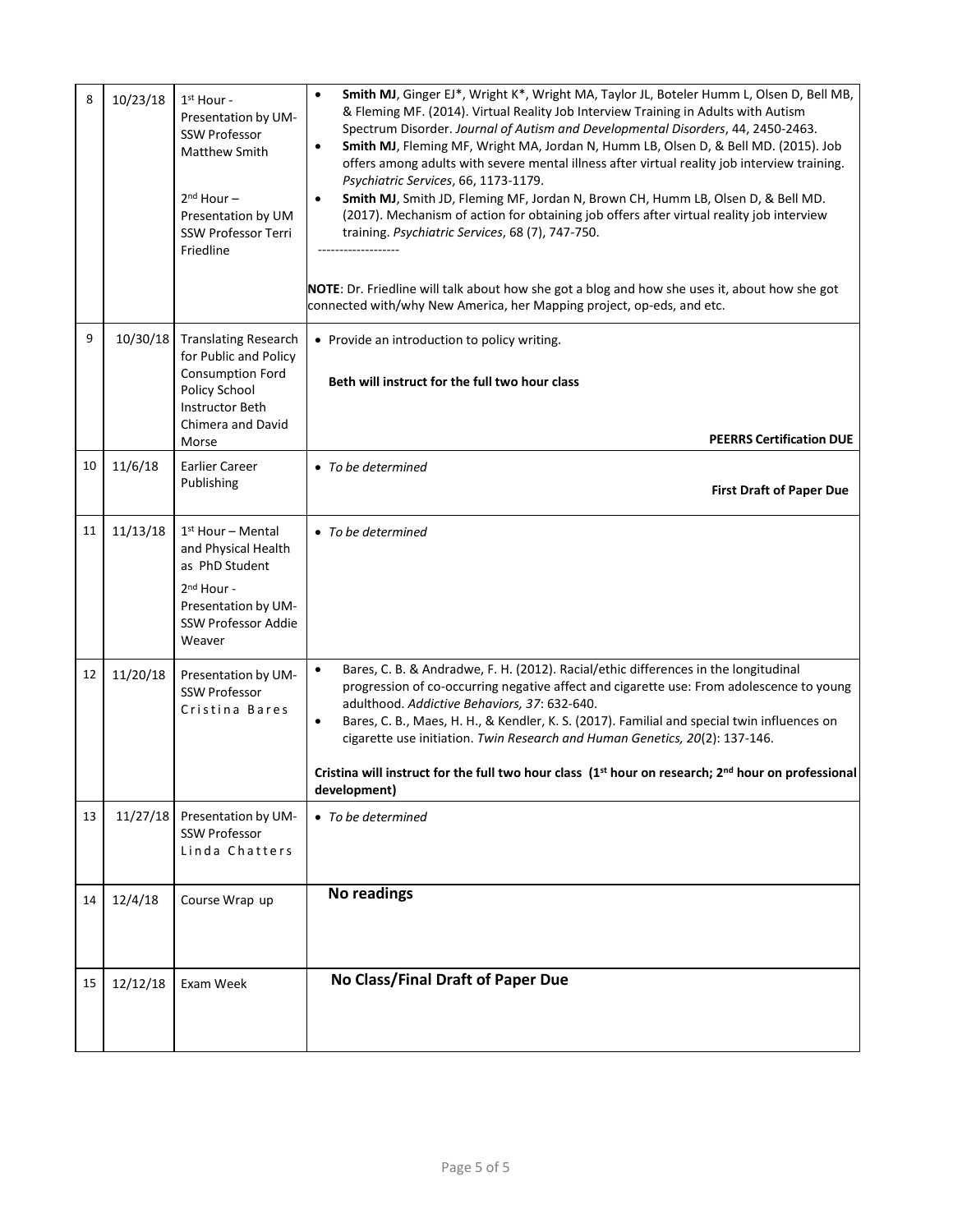| | | | |
|---|---|---|---|
| 8 | 10/23/18 | 1st Hour - Presentation by UM-SSW Professor Matthew Smith<br><br>2nd Hour – Presentation by UM SSW Professor Terri Friedline | • **Smith MJ**, Ginger EJ*, Wright K*, Wright MA, Taylor JL, Boteler Humm L, Olsen D, Bell MB, & Fleming MF. (2014). Virtual Reality Job Interview Training in Adults with Autism Spectrum Disorder. *Journal of Autism and Developmental Disorders*, 44, 2450-2463.<br>• **Smith MJ**, Fleming MF, Wright MA, Jordan N, Humm LB, Olsen D, & Bell MD. (2015). Job offers among adults with severe mental illness after virtual reality job interview training. *Psychiatric Services*, 66, 1173-1179.<br>• **Smith MJ**, Smith JD, Fleming MF, Jordan N, Brown CH, Humm LB, Olsen D, & Bell MD. (2017). Mechanism of action for obtaining job offers after virtual reality job interview training. *Psychiatric Services*, 68 (7), 747-750.<br>-------------------<br><br>**NOTE**: Dr. Friedline will talk about how she got a blog and how she uses it, about how she got connected with/why New America, her Mapping project, op-eds, and etc. |
| 9 | 10/30/18 | Translating Research for Public and Policy Consumption Ford Policy School Instructor Beth Chimera and David Morse | • Provide an introduction to policy writing.<br><br>**Beth will instruct for the full two hour class**<br><br>**PEERRS Certification DUE** |
| 10 | 11/6/18 | Earlier Career Publishing | • *To be determined*<br><br>**First Draft of Paper Due** |
| 11 | 11/13/18 | 1st Hour – Mental and Physical Health as PhD Student<br><br>2nd Hour - Presentation by UM-SSW Professor Addie Weaver | • *To be determined* |
| 12 | 11/20/18 | Presentation by UM-SSW Professor Cristina Bares | • Bares, C. B. & Andradwe, F. H. (2012). Racial/ethic differences in the longitudinal progression of co-occurring negative affect and cigarette use: From adolescence to young adulthood. *Addictive Behaviors, 37*: 632-640.<br>• Bares, C. B., Maes, H. H., & Kendler, K. S. (2017). Familial and special twin influences on cigarette use initiation. *Twin Research and Human Genetics, 20*(2): 137-146.<br><br>**Cristina will instruct for the full two hour class (1st hour on research; 2nd hour on professional development)** |
| 13 | 11/27/18 | Presentation by UM-SSW Professor Linda Chatters | • *To be determined* |
| 14 | 12/4/18 | Course Wrap up | **No readings** |
| 15 | 12/12/18 | Exam Week | **No Class/Final Draft of Paper Due** |